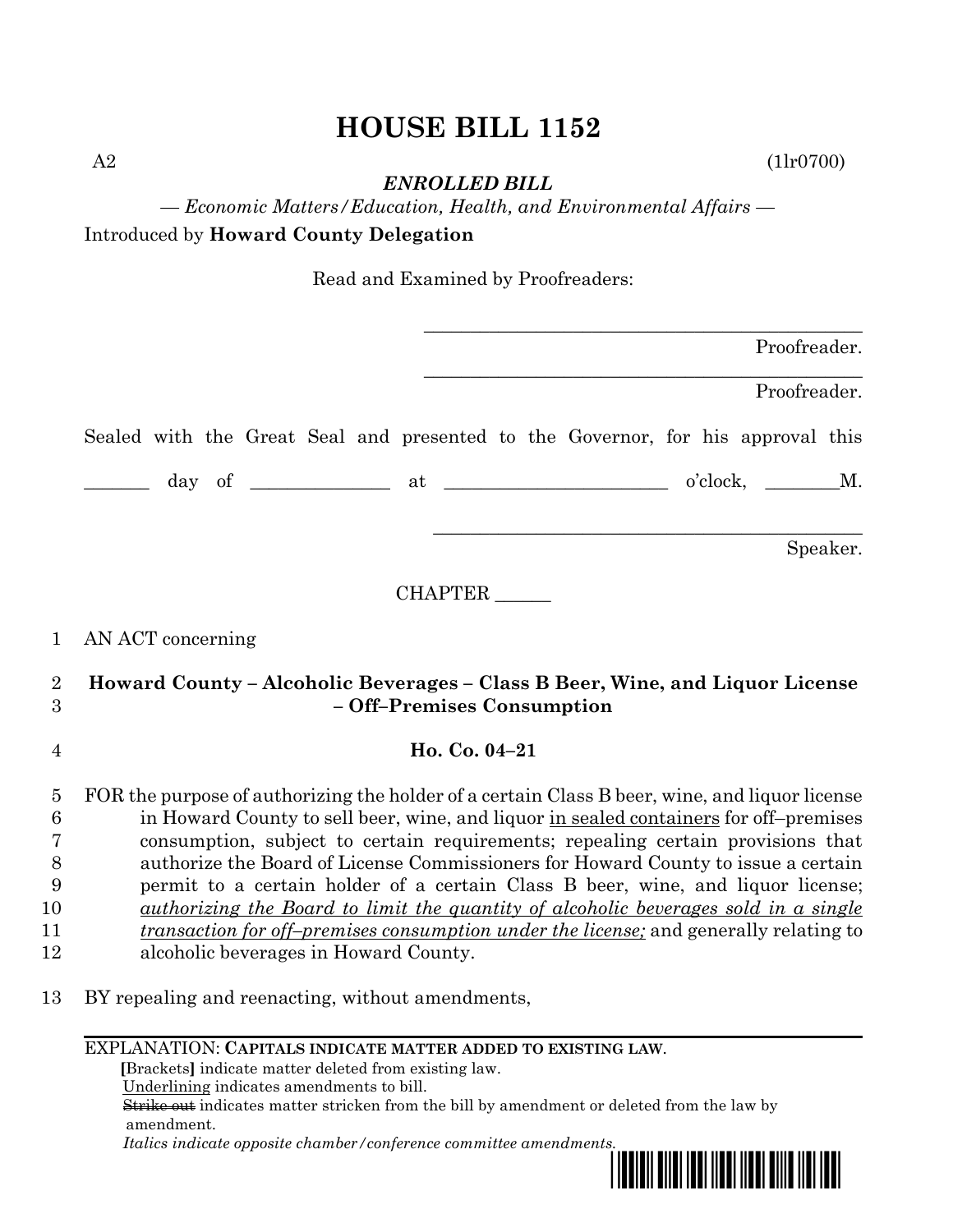# HOUSE BILL 1152

A2 (1lr0700)

***ENROLLED BILL***

*— Economic Matters/Education, Health, and Environmental Affairs —*

Introduced by **Howard County Delegation**

Read and Examined by Proofreaders:

_______________________________________________
Proofreader.

_______________________________________________
Proofreader.

Sealed with the Great Seal and presented to the Governor, for his approval this

_______ day of ______________ at _______________________ o'clock, ________M.

_______________________________________________
Speaker.

CHAPTER ______

1 AN ACT concerning

2 **Howard County – Alcoholic Beverages – Class B Beer, Wine, and Liquor License**
3 **– Off–Premises Consumption**

4 **Ho. Co. 04–21**

5 FOR the purpose of authorizing the holder of a certain Class B beer, wine, and liquor license
6 in Howard County to sell beer, wine, and liquor <u>in sealed containers</u> for off–premises
7 consumption, subject to certain requirements; repealing certain provisions that
8 authorize the Board of License Commissioners for Howard County to issue a certain
9 permit to a certain holder of a certain Class B beer, wine, and liquor license;
10 <u>*authorizing the Board to limit the quantity of alcoholic beverages sold in a single*</u>
11 <u>*transaction for off–premises consumption under the license;*</u> and generally relating to
12 alcoholic beverages in Howard County.

13 BY repealing and reenacting, without amendments,

---

EXPLANATION: **CAPITALS INDICATE MATTER ADDED TO EXISTING LAW.**
**[**Brackets**]** indicate matter deleted from existing law.
<u>Underlining</u> indicates amendments to bill.
~~Strike out~~ indicates matter stricken from the bill by amendment or deleted from the law by amendment.
*Italics indicate opposite chamber/conference committee amendments.*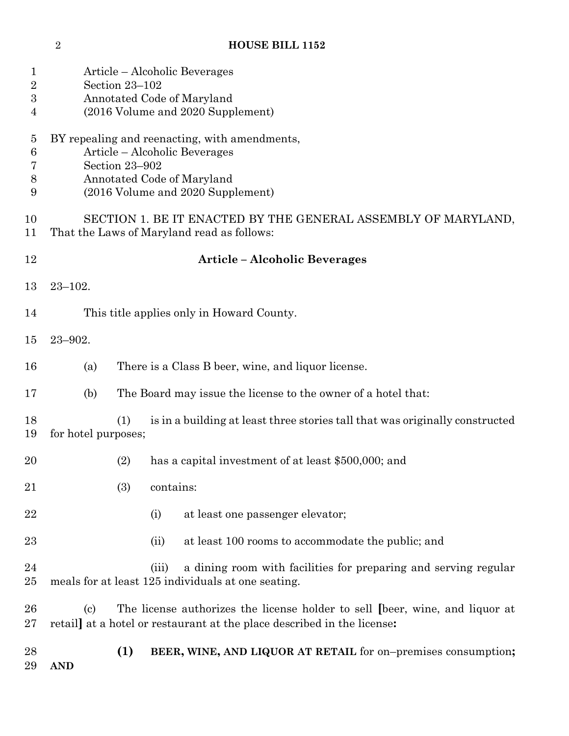Article – Alcoholic Beverages
Section 23–102
Annotated Code of Maryland
(2016 Volume and 2020 Supplement)

BY repealing and reenacting, with amendments,
Article – Alcoholic Beverages
Section 23–902
Annotated Code of Maryland
(2016 Volume and 2020 Supplement)

SECTION 1. BE IT ENACTED BY THE GENERAL ASSEMBLY OF MARYLAND, That the Laws of Maryland read as follows:

## Article – Alcoholic Beverages

23–102.

This title applies only in Howard County.

23–902.

(a) There is a Class B beer, wine, and liquor license.

(b) The Board may issue the license to the owner of a hotel that:

(1) is in a building at least three stories tall that was originally constructed for hotel purposes;

(2) has a capital investment of at least $500,000; and

(3) contains:

(i) at least one passenger elevator;

(ii) at least 100 rooms to accommodate the public; and

(iii) a dining room with facilities for preparing and serving regular meals for at least 125 individuals at one seating.

(c) The license authorizes the license holder to sell [beer, wine, and liquor at retail] at a hotel or restaurant at the place described in the license**:**

**(1) BEER, WINE, AND LIQUOR AT RETAIL** for on–premises consumption**; AND**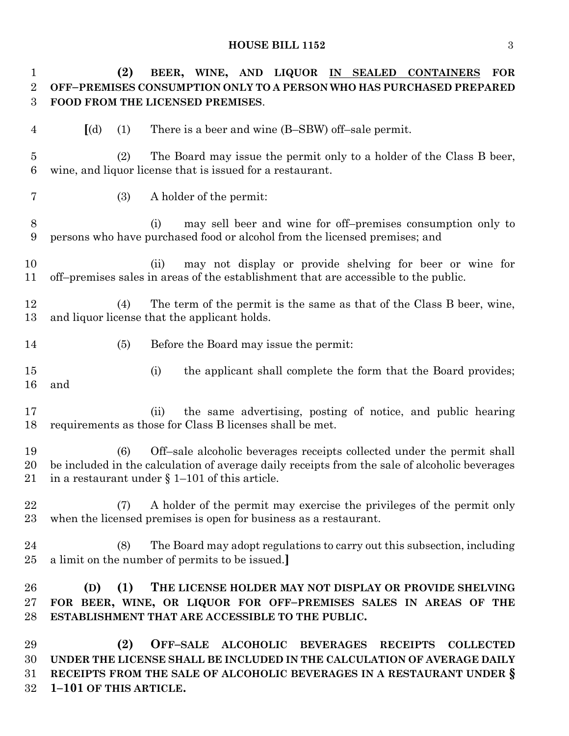**(2) BEER, WINE, AND LIQUOR** <u>IN SEALED CONTAINERS</u> **FOR OFF–PREMISES CONSUMPTION ONLY TO A PERSON WHO HAS PURCHASED PREPARED FOOD FROM THE LICENSED PREMISES**.

**[**(d) (1) There is a beer and wine (B–SBW) off–sale permit.

(2) The Board may issue the permit only to a holder of the Class B beer, wine, and liquor license that is issued for a restaurant.

(3) A holder of the permit:

(i) may sell beer and wine for off–premises consumption only to persons who have purchased food or alcohol from the licensed premises; and

(ii) may not display or provide shelving for beer or wine for off–premises sales in areas of the establishment that are accessible to the public.

(4) The term of the permit is the same as that of the Class B beer, wine, and liquor license that the applicant holds.

(5) Before the Board may issue the permit:

(i) the applicant shall complete the form that the Board provides; and

(ii) the same advertising, posting of notice, and public hearing requirements as those for Class B licenses shall be met.

(6) Off–sale alcoholic beverages receipts collected under the permit shall be included in the calculation of average daily receipts from the sale of alcoholic beverages in a restaurant under § 1–101 of this article.

(7) A holder of the permit may exercise the privileges of the permit only when the licensed premises is open for business as a restaurant.

(8) The Board may adopt regulations to carry out this subsection, including a limit on the number of permits to be issued.**]**

**(D) (1) THE LICENSE HOLDER MAY NOT DISPLAY OR PROVIDE SHELVING FOR BEER, WINE, OR LIQUOR FOR OFF–PREMISES SALES IN AREAS OF THE ESTABLISHMENT THAT ARE ACCESSIBLE TO THE PUBLIC.**

**(2) OFF–SALE ALCOHOLIC BEVERAGES RECEIPTS COLLECTED UNDER THE LICENSE SHALL BE INCLUDED IN THE CALCULATION OF AVERAGE DAILY RECEIPTS FROM THE SALE OF ALCOHOLIC BEVERAGES IN A RESTAURANT UNDER § 1–101 OF THIS ARTICLE.**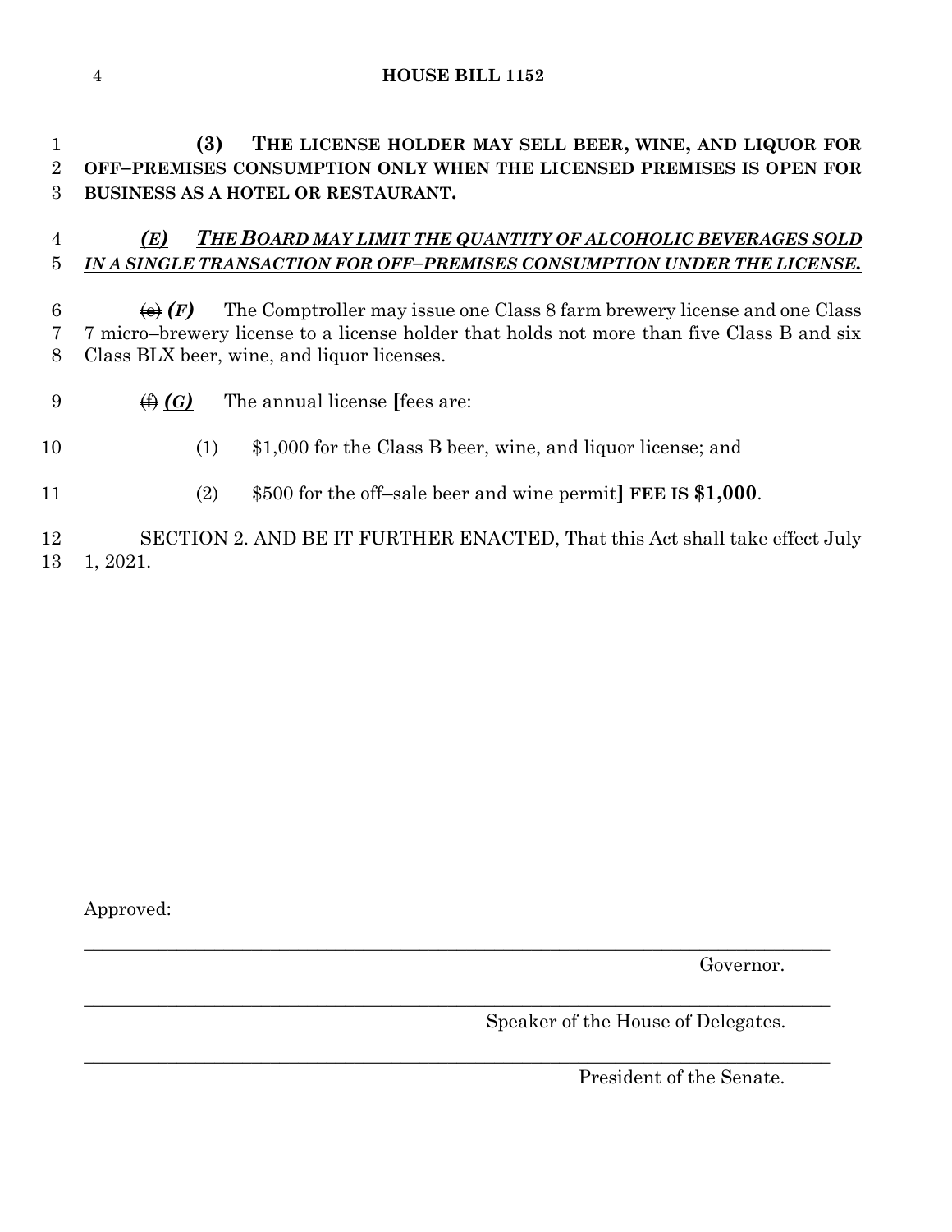**(3) THE LICENSE HOLDER MAY SELL BEER, WINE, AND LIQUOR FOR OFF–PREMISES CONSUMPTION ONLY WHEN THE LICENSED PREMISES IS OPEN FOR BUSINESS AS A HOTEL OR RESTAURANT.**

***(E) THE BOARD MAY LIMIT THE QUANTITY OF ALCOHOLIC BEVERAGES SOLD IN A SINGLE TRANSACTION FOR OFF–PREMISES CONSUMPTION UNDER THE LICENSE.***

~~(e)~~ ***(F)*** The Comptroller may issue one Class 8 farm brewery license and one Class 7 micro–brewery license to a license holder that holds not more than five Class B and six Class BLX beer, wine, and liquor licenses.

~~(f)~~ ***(G)*** The annual license **[**fees are:

(1) $1,000 for the Class B beer, wine, and liquor license; and

(2) $500 for the off–sale beer and wine permit**] FEE IS $1,000**.

SECTION 2. AND BE IT FURTHER ENACTED, That this Act shall take effect July 1, 2021.

Approved:

\_\_\_\_\_\_\_\_\_\_\_\_\_\_\_\_\_\_\_\_\_\_\_\_\_\_\_\_\_\_\_\_\_\_\_\_\_\_\_\_\_\_\_\_\_\_\_\_

Governor.

\_\_\_\_\_\_\_\_\_\_\_\_\_\_\_\_\_\_\_\_\_\_\_\_\_\_\_\_\_\_\_\_\_\_\_\_\_\_\_\_\_\_\_\_\_\_\_\_

Speaker of the House of Delegates.

\_\_\_\_\_\_\_\_\_\_\_\_\_\_\_\_\_\_\_\_\_\_\_\_\_\_\_\_\_\_\_\_\_\_\_\_\_\_\_\_\_\_\_\_\_\_\_\_

President of the Senate.